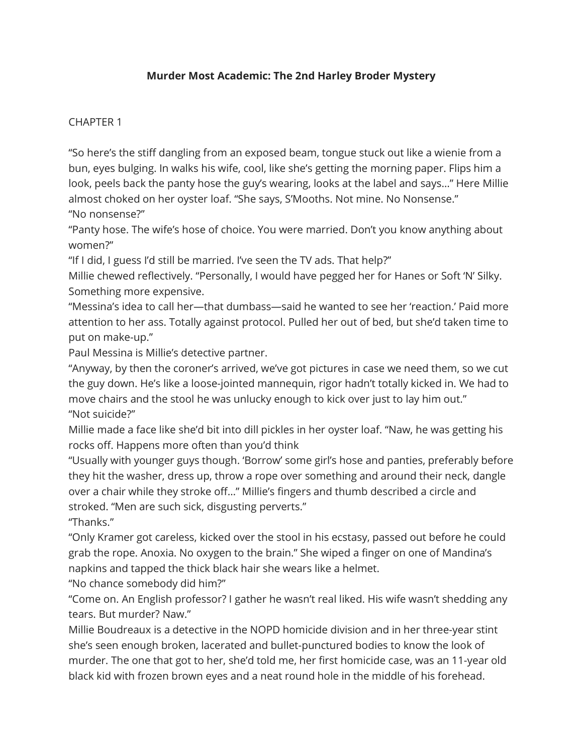**Murder Most Academic: The 2nd Harley Broder Mystery**

CHAPTER 1

"So here's the stiff dangling from an exposed beam, tongue stuck out like a wienie from a bun, eyes bulging. In walks his wife, cool, like she's getting the morning paper. Flips him a look, peels back the panty hose the guy's wearing, looks at the label and says…" Here Millie almost choked on her oyster loaf. "She says, S'Mooths. Not mine. No Nonsense."

"No nonsense?"

"Panty hose. The wife's hose of choice. You were married. Don't you know anything about women?"

"If I did, I guess I'd still be married. I've seen the TV ads. That help?"

Millie chewed reflectively. "Personally, I would have pegged her for Hanes or Soft 'N' Silky. Something more expensive.

"Messina's idea to call her—that dumbass—said he wanted to see her 'reaction.' Paid more attention to her ass. Totally against protocol. Pulled her out of bed, but she'd taken time to put on make-up."

Paul Messina is Millie's detective partner.

"Anyway, by then the coroner's arrived, we've got pictures in case we need them, so we cut the guy down. He's like a loose-jointed mannequin, rigor hadn't totally kicked in. We had to move chairs and the stool he was unlucky enough to kick over just to lay him out."

"Not suicide?"

Millie made a face like she'd bit into dill pickles in her oyster loaf. "Naw, he was getting his rocks off. Happens more often than you'd think

"Usually with younger guys though. 'Borrow' some girl's hose and panties, preferably before they hit the washer, dress up, throw a rope over something and around their neck, dangle over a chair while they stroke off…" Millie's fingers and thumb described a circle and stroked. "Men are such sick, disgusting perverts."

"Thanks."

"Only Kramer got careless, kicked over the stool in his ecstasy, passed out before he could grab the rope. Anoxia. No oxygen to the brain." She wiped a finger on one of Mandina's napkins and tapped the thick black hair she wears like a helmet.

"No chance somebody did him?"

"Come on. An English professor? I gather he wasn't real liked. His wife wasn't shedding any tears. But murder? Naw."

Millie Boudreaux is a detective in the NOPD homicide division and in her three-year stint she's seen enough broken, lacerated and bullet-punctured bodies to know the look of murder. The one that got to her, she'd told me, her first homicide case, was an 11-year old black kid with frozen brown eyes and a neat round hole in the middle of his forehead.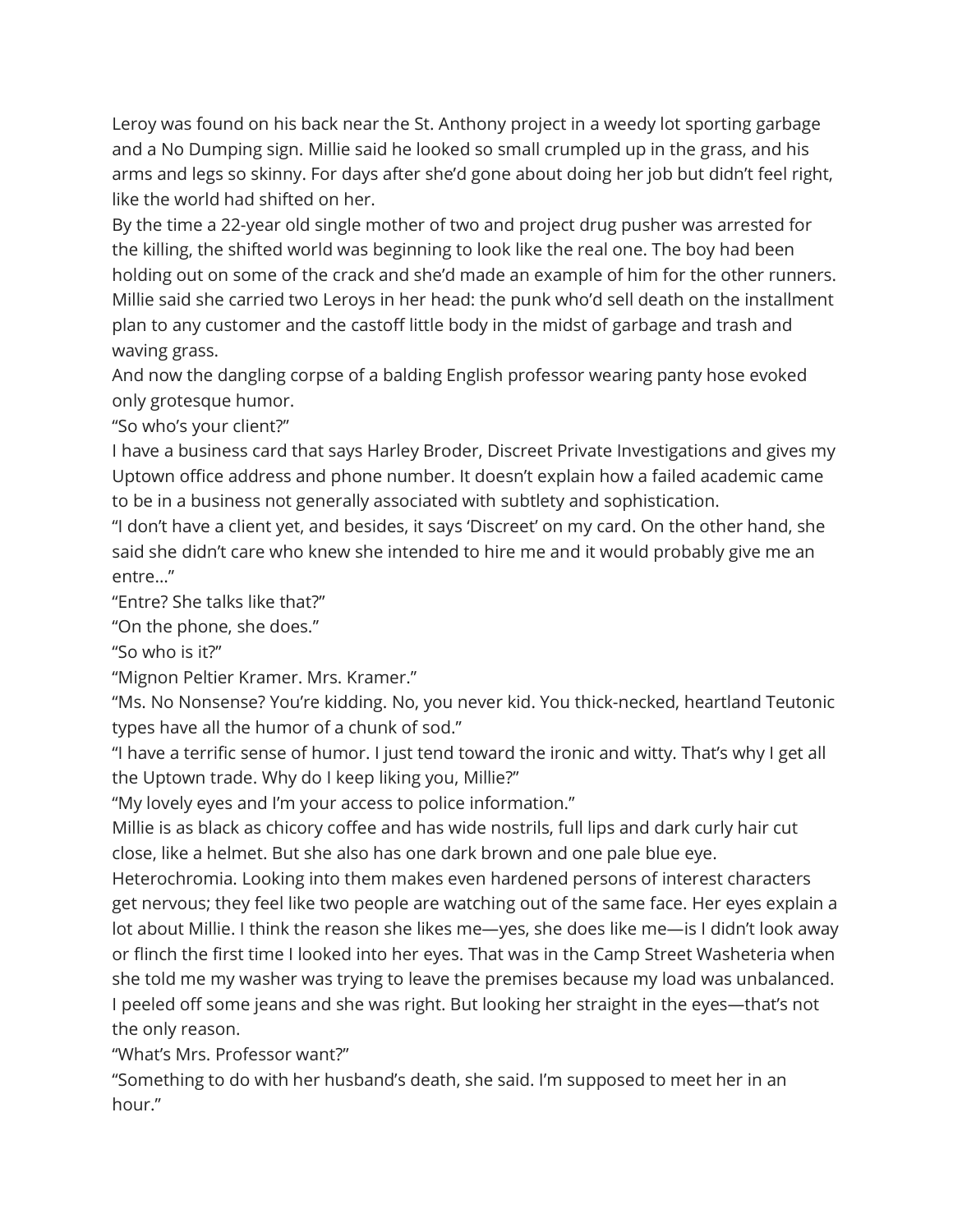Leroy was found on his back near the St. Anthony project in a weedy lot sporting garbage and a No Dumping sign. Millie said he looked so small crumpled up in the grass, and his arms and legs so skinny. For days after she'd gone about doing her job but didn't feel right, like the world had shifted on her.

By the time a 22-year old single mother of two and project drug pusher was arrested for the killing, the shifted world was beginning to look like the real one. The boy had been holding out on some of the crack and she'd made an example of him for the other runners. Millie said she carried two Leroys in her head: the punk who'd sell death on the installment plan to any customer and the castoff little body in the midst of garbage and trash and waving grass.

And now the dangling corpse of a balding English professor wearing panty hose evoked only grotesque humor.

"So who's your client?"

I have a business card that says Harley Broder, Discreet Private Investigations and gives my Uptown office address and phone number. It doesn't explain how a failed academic came to be in a business not generally associated with subtlety and sophistication.

"I don't have a client yet, and besides, it says 'Discreet' on my card. On the other hand, she said she didn't care who knew she intended to hire me and it would probably give me an entre…"

"Entre? She talks like that?"

"On the phone, she does."

"So who is it?"

"Mignon Peltier Kramer. Mrs. Kramer."

"Ms. No Nonsense? You're kidding. No, you never kid. You thick-necked, heartland Teutonic types have all the humor of a chunk of sod."

"I have a terrific sense of humor. I just tend toward the ironic and witty. That's why I get all the Uptown trade. Why do I keep liking you, Millie?"

"My lovely eyes and I'm your access to police information."

Millie is as black as chicory coffee and has wide nostrils, full lips and dark curly hair cut close, like a helmet. But she also has one dark brown and one pale blue eye. Heterochromia. Looking into them makes even hardened persons of interest characters get nervous; they feel like two people are watching out of the same face. Her eyes explain a lot about Millie. I think the reason she likes me—yes, she does like me—is I didn't look away or flinch the first time I looked into her eyes. That was in the Camp Street Washeteria when she told me my washer was trying to leave the premises because my load was unbalanced. I peeled off some jeans and she was right. But looking her straight in the eyes—that's not the only reason.

"What's Mrs. Professor want?"

"Something to do with her husband's death, she said. I'm supposed to meet her in an hour."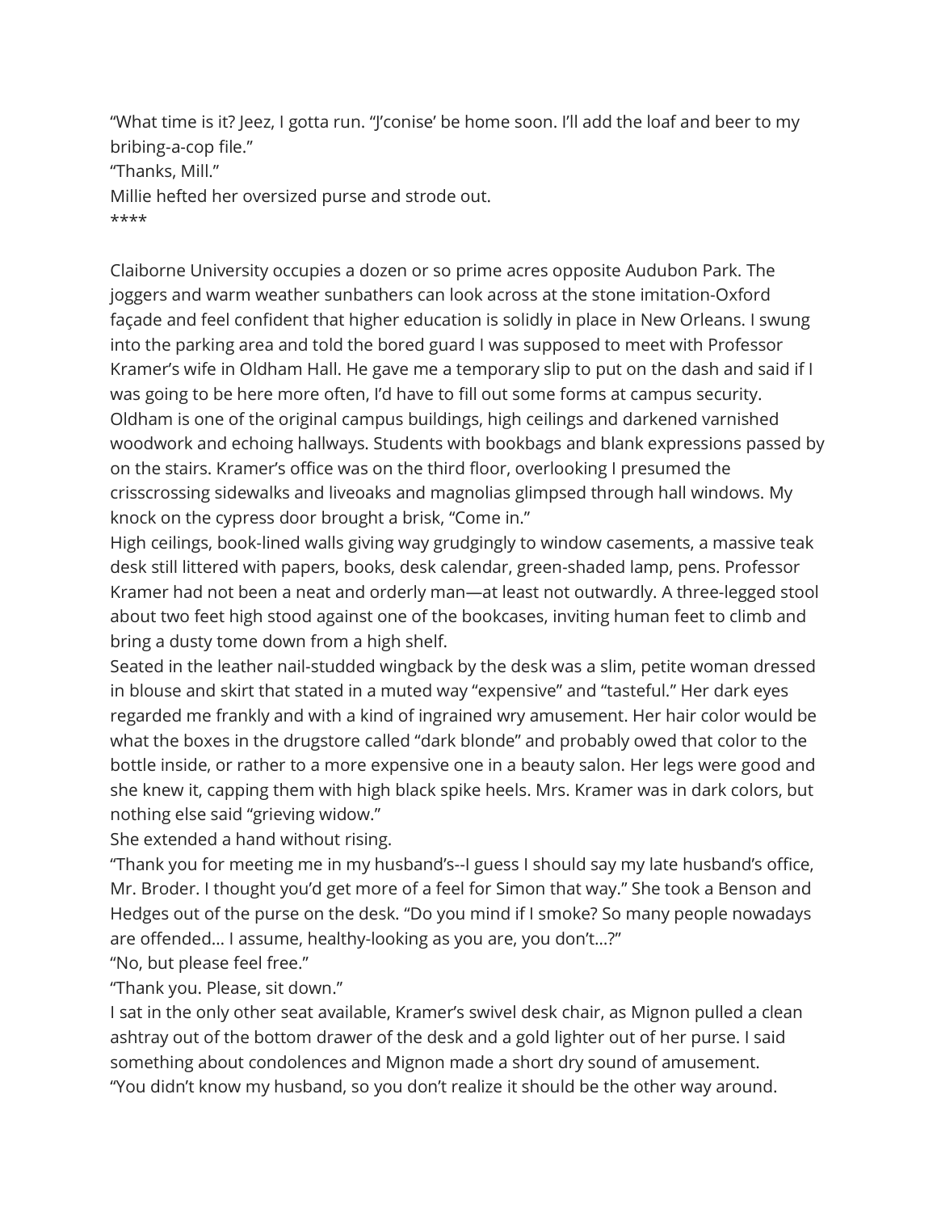"What time is it? Jeez, I gotta run. "J'conise' be home soon. I'll add the loaf and beer to my bribing-a-cop file."

"Thanks, Mill."

Millie hefted her oversized purse and strode out.

****

Claiborne University occupies a dozen or so prime acres opposite Audubon Park. The joggers and warm weather sunbathers can look across at the stone imitation-Oxford façade and feel confident that higher education is solidly in place in New Orleans. I swung into the parking area and told the bored guard I was supposed to meet with Professor Kramer's wife in Oldham Hall. He gave me a temporary slip to put on the dash and said if I was going to be here more often, I'd have to fill out some forms at campus security.

Oldham is one of the original campus buildings, high ceilings and darkened varnished woodwork and echoing hallways. Students with bookbags and blank expressions passed by on the stairs. Kramer's office was on the third floor, overlooking I presumed the crisscrossing sidewalks and liveoaks and magnolias glimpsed through hall windows. My knock on the cypress door brought a brisk, "Come in."

High ceilings, book-lined walls giving way grudgingly to window casements, a massive teak desk still littered with papers, books, desk calendar, green-shaded lamp, pens. Professor Kramer had not been a neat and orderly man—at least not outwardly. A three-legged stool about two feet high stood against one of the bookcases, inviting human feet to climb and bring a dusty tome down from a high shelf.

Seated in the leather nail-studded wingback by the desk was a slim, petite woman dressed in blouse and skirt that stated in a muted way "expensive" and "tasteful." Her dark eyes regarded me frankly and with a kind of ingrained wry amusement. Her hair color would be what the boxes in the drugstore called "dark blonde" and probably owed that color to the bottle inside, or rather to a more expensive one in a beauty salon. Her legs were good and she knew it, capping them with high black spike heels. Mrs. Kramer was in dark colors, but nothing else said "grieving widow."

She extended a hand without rising.

"Thank you for meeting me in my husband's--I guess I should say my late husband's office, Mr. Broder. I thought you'd get more of a feel for Simon that way." She took a Benson and Hedges out of the purse on the desk. "Do you mind if I smoke? So many people nowadays are offended... I assume, healthy-looking as you are, you don't...?"

"No, but please feel free."

"Thank you. Please, sit down."

I sat in the only other seat available, Kramer's swivel desk chair, as Mignon pulled a clean ashtray out of the bottom drawer of the desk and a gold lighter out of her purse. I said something about condolences and Mignon made a short dry sound of amusement.

"You didn't know my husband, so you don't realize it should be the other way around.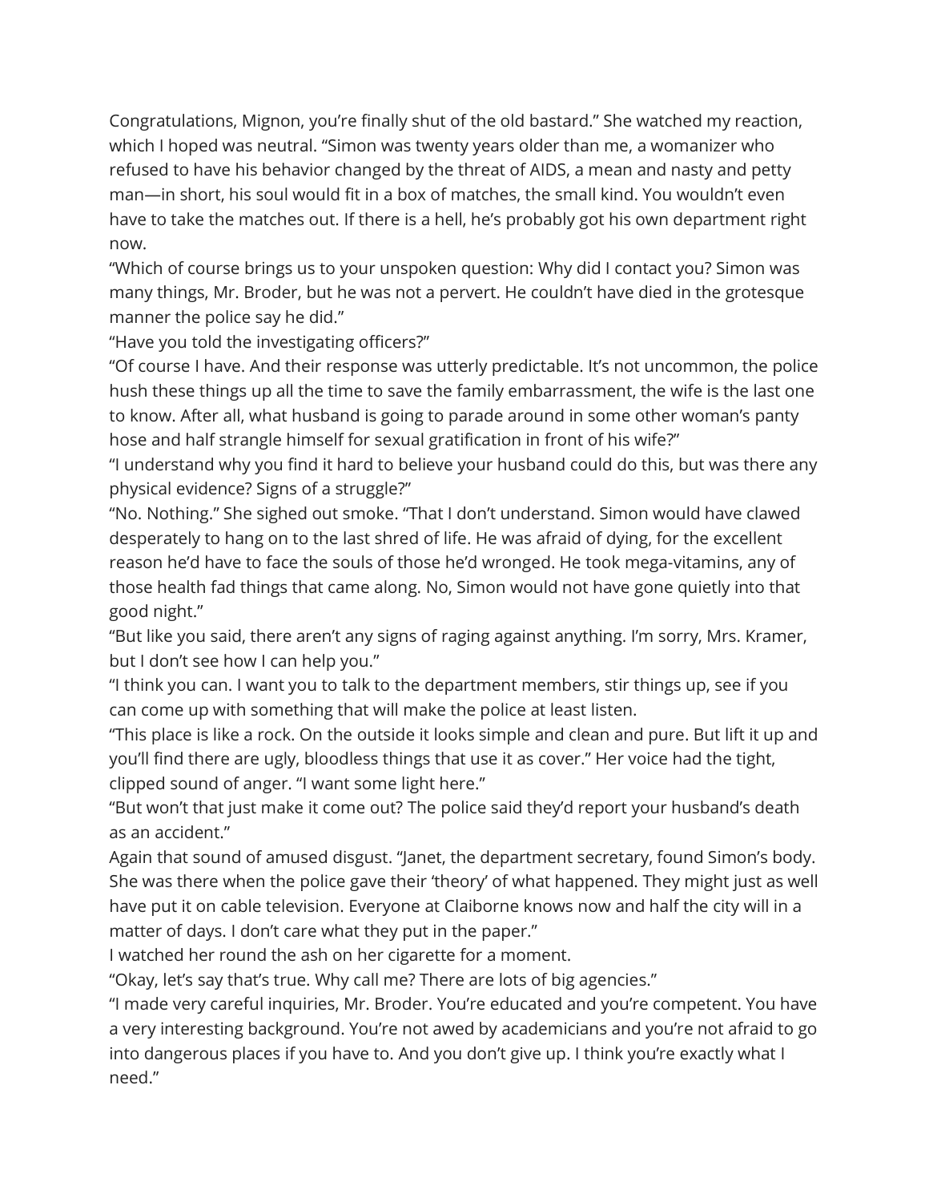Congratulations, Mignon, you're finally shut of the old bastard." She watched my reaction, which I hoped was neutral. "Simon was twenty years older than me, a womanizer who refused to have his behavior changed by the threat of AIDS, a mean and nasty and petty man—in short, his soul would fit in a box of matches, the small kind. You wouldn't even have to take the matches out. If there is a hell, he's probably got his own department right now.

"Which of course brings us to your unspoken question: Why did I contact you? Simon was many things, Mr. Broder, but he was not a pervert. He couldn't have died in the grotesque manner the police say he did."

"Have you told the investigating officers?"

"Of course I have. And their response was utterly predictable. It's not uncommon, the police hush these things up all the time to save the family embarrassment, the wife is the last one to know. After all, what husband is going to parade around in some other woman's panty hose and half strangle himself for sexual gratification in front of his wife?"

"I understand why you find it hard to believe your husband could do this, but was there any physical evidence? Signs of a struggle?"

"No. Nothing." She sighed out smoke. "That I don't understand. Simon would have clawed desperately to hang on to the last shred of life. He was afraid of dying, for the excellent reason he'd have to face the souls of those he'd wronged. He took mega-vitamins, any of those health fad things that came along. No, Simon would not have gone quietly into that good night."

"But like you said, there aren't any signs of raging against anything. I'm sorry, Mrs. Kramer, but I don't see how I can help you."

"I think you can. I want you to talk to the department members, stir things up, see if you can come up with something that will make the police at least listen.

"This place is like a rock. On the outside it looks simple and clean and pure. But lift it up and you'll find there are ugly, bloodless things that use it as cover." Her voice had the tight, clipped sound of anger. "I want some light here."

"But won't that just make it come out? The police said they'd report your husband's death as an accident."

Again that sound of amused disgust. "Janet, the department secretary, found Simon's body. She was there when the police gave their 'theory' of what happened. They might just as well have put it on cable television. Everyone at Claiborne knows now and half the city will in a matter of days. I don't care what they put in the paper."

I watched her round the ash on her cigarette for a moment.

"Okay, let's say that's true. Why call me? There are lots of big agencies."

"I made very careful inquiries, Mr. Broder. You're educated and you're competent. You have a very interesting background. You're not awed by academicians and you're not afraid to go into dangerous places if you have to. And you don't give up. I think you're exactly what I need."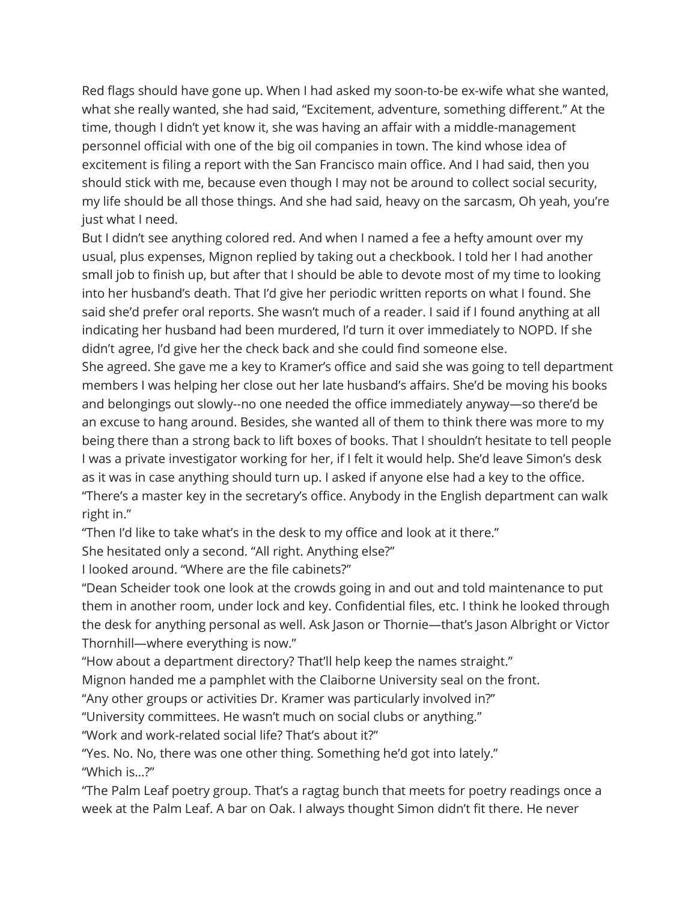Red flags should have gone up. When I had asked my soon-to-be ex-wife what she wanted, what she really wanted, she had said, “Excitement, adventure, something different.” At the time, though I didn’t yet know it, she was having an affair with a middle-management personnel official with one of the big oil companies in town. The kind whose idea of excitement is filing a report with the San Francisco main office. And I had said, then you should stick with me, because even though I may not be around to collect social security, my life should be all those things. And she had said, heavy on the sarcasm, Oh yeah, you’re just what I need.

But I didn’t see anything colored red. And when I named a fee a hefty amount over my usual, plus expenses, Mignon replied by taking out a checkbook. I told her I had another small job to finish up, but after that I should be able to devote most of my time to looking into her husband’s death. That I’d give her periodic written reports on what I found. She said she’d prefer oral reports. She wasn’t much of a reader. I said if I found anything at all indicating her husband had been murdered, I’d turn it over immediately to NOPD. If she didn’t agree, I’d give her the check back and she could find someone else.

She agreed. She gave me a key to Kramer’s office and said she was going to tell department members I was helping her close out her late husband’s affairs. She’d be moving his books and belongings out slowly--no one needed the office immediately anyway—so there’d be an excuse to hang around. Besides, she wanted all of them to think there was more to my being there than a strong back to lift boxes of books. That I shouldn’t hesitate to tell people I was a private investigator working for her, if I felt it would help. She’d leave Simon’s desk as it was in case anything should turn up. I asked if anyone else had a key to the office.

“There’s a master key in the secretary’s office. Anybody in the English department can walk right in.”

“Then I’d like to take what’s in the desk to my office and look at it there.”

She hesitated only a second. “All right. Anything else?”

I looked around. “Where are the file cabinets?”

“Dean Scheider took one look at the crowds going in and out and told maintenance to put them in another room, under lock and key. Confidential files, etc. I think he looked through the desk for anything personal as well. Ask Jason or Thornie—that’s Jason Albright or Victor Thornhill—where everything is now.”

“How about a department directory? That’ll help keep the names straight.”

Mignon handed me a pamphlet with the Claiborne University seal on the front.

“Any other groups or activities Dr. Kramer was particularly involved in?”

“University committees. He wasn’t much on social clubs or anything.”

“Work and work-related social life? That’s about it?”

“Yes. No. No, there was one other thing. Something he’d got into lately.”

“Which is...?”

“The Palm Leaf poetry group. That’s a ragtag bunch that meets for poetry readings once a week at the Palm Leaf. A bar on Oak. I always thought Simon didn’t fit there. He never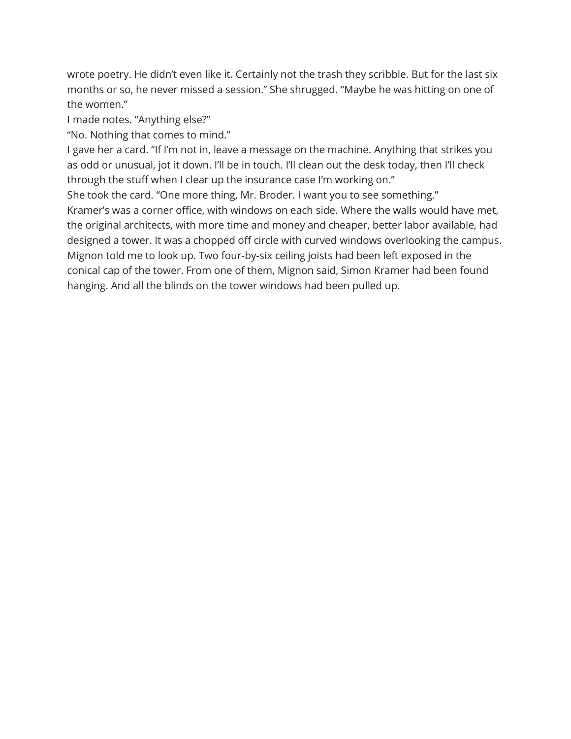wrote poetry. He didn't even like it. Certainly not the trash they scribble. But for the last six months or so, he never missed a session." She shrugged. "Maybe he was hitting on one of the women."

I made notes. "Anything else?"

"No. Nothing that comes to mind."

I gave her a card. "If I'm not in, leave a message on the machine. Anything that strikes you as odd or unusual, jot it down. I'll be in touch. I'll clean out the desk today, then I'll check through the stuff when I clear up the insurance case I'm working on."

She took the card. "One more thing, Mr. Broder. I want you to see something."

Kramer's was a corner office, with windows on each side. Where the walls would have met, the original architects, with more time and money and cheaper, better labor available, had designed a tower. It was a chopped off circle with curved windows overlooking the campus. Mignon told me to look up. Two four-by-six ceiling joists had been left exposed in the conical cap of the tower. From one of them, Mignon said, Simon Kramer had been found hanging. And all the blinds on the tower windows had been pulled up.